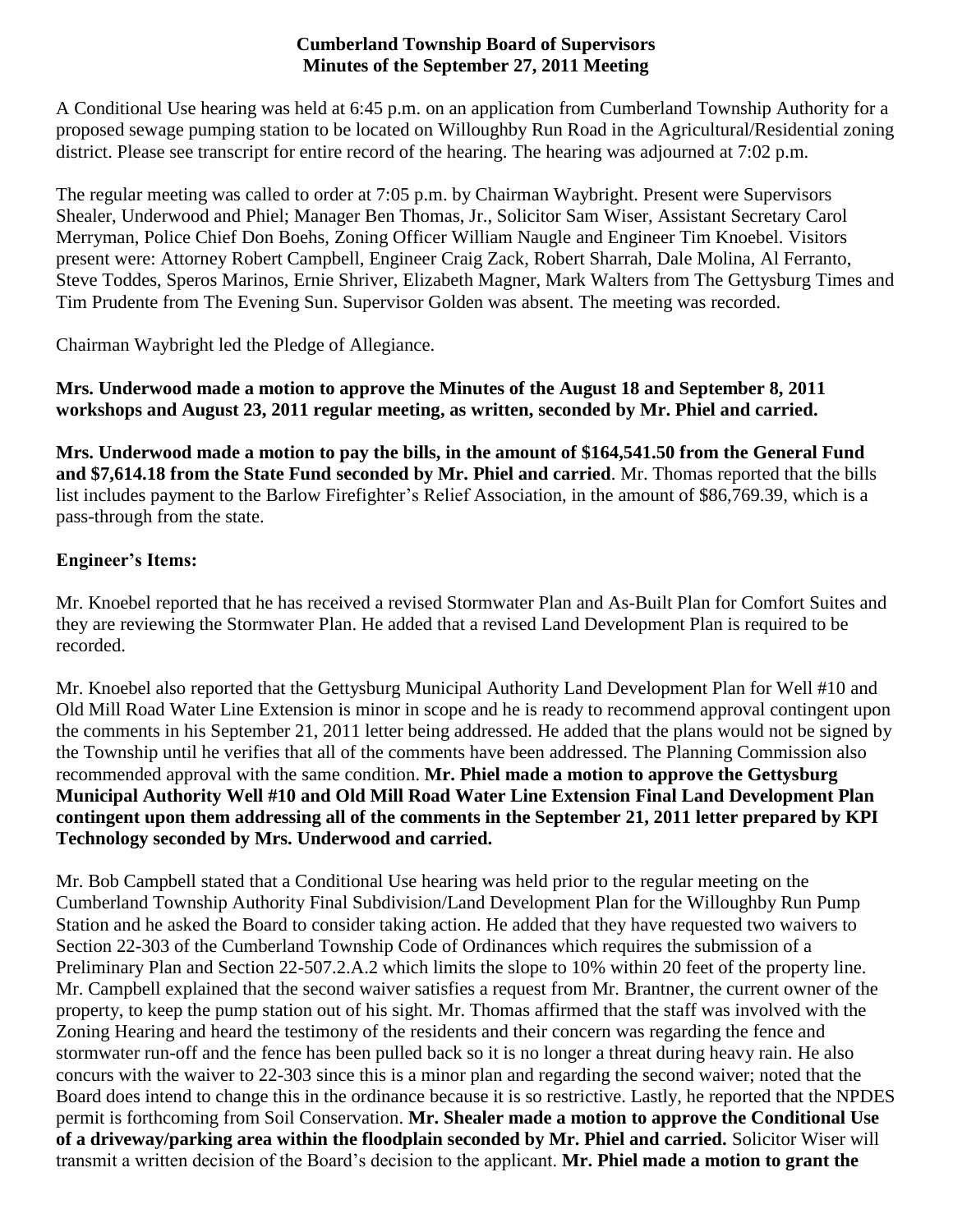# Cumberland Township Board of Supervisors
## Minutes of the September 27, 2011 Meeting

A Conditional Use hearing was held at 6:45 p.m. on an application from Cumberland Township Authority for a proposed sewage pumping station to be located on Willoughby Run Road in the Agricultural/Residential zoning district. Please see transcript for entire record of the hearing. The hearing was adjourned at 7:02 p.m.

The regular meeting was called to order at 7:05 p.m. by Chairman Waybright. Present were Supervisors Shealer, Underwood and Phiel; Manager Ben Thomas, Jr., Solicitor Sam Wiser, Assistant Secretary Carol Merryman, Police Chief Don Boehs, Zoning Officer William Naugle and Engineer Tim Knoebel. Visitors present were: Attorney Robert Campbell, Engineer Craig Zack, Robert Sharrah, Dale Molina, Al Ferranto, Steve Toddes, Speros Marinos, Ernie Shriver, Elizabeth Magner, Mark Walters from The Gettysburg Times and Tim Prudente from The Evening Sun. Supervisor Golden was absent. The meeting was recorded.

Chairman Waybright led the Pledge of Allegiance.

**Mrs. Underwood made a motion to approve the Minutes of the August 18 and September 8, 2011 workshops and August 23, 2011 regular meeting, as written, seconded by Mr. Phiel and carried.**

**Mrs. Underwood made a motion to pay the bills, in the amount of $164,541.50 from the General Fund and $7,614.18 from the State Fund seconded by Mr. Phiel and carried**. Mr. Thomas reported that the bills list includes payment to the Barlow Firefighter's Relief Association, in the amount of $86,769.39, which is a pass-through from the state.

**Engineer's Items:**

Mr. Knoebel reported that he has received a revised Stormwater Plan and As-Built Plan for Comfort Suites and they are reviewing the Stormwater Plan. He added that a revised Land Development Plan is required to be recorded.

Mr. Knoebel also reported that the Gettysburg Municipal Authority Land Development Plan for Well #10 and Old Mill Road Water Line Extension is minor in scope and he is ready to recommend approval contingent upon the comments in his September 21, 2011 letter being addressed. He added that the plans would not be signed by the Township until he verifies that all of the comments have been addressed. The Planning Commission also recommended approval with the same condition. **Mr. Phiel made a motion to approve the Gettysburg Municipal Authority Well #10 and Old Mill Road Water Line Extension Final Land Development Plan contingent upon them addressing all of the comments in the September 21, 2011 letter prepared by KPI Technology seconded by Mrs. Underwood and carried.**

Mr. Bob Campbell stated that a Conditional Use hearing was held prior to the regular meeting on the Cumberland Township Authority Final Subdivision/Land Development Plan for the Willoughby Run Pump Station and he asked the Board to consider taking action. He added that they have requested two waivers to Section 22-303 of the Cumberland Township Code of Ordinances which requires the submission of a Preliminary Plan and Section 22-507.2.A.2 which limits the slope to 10% within 20 feet of the property line. Mr. Campbell explained that the second waiver satisfies a request from Mr. Brantner, the current owner of the property, to keep the pump station out of his sight. Mr. Thomas affirmed that the staff was involved with the Zoning Hearing and heard the testimony of the residents and their concern was regarding the fence and stormwater run-off and the fence has been pulled back so it is no longer a threat during heavy rain. He also concurs with the waiver to 22-303 since this is a minor plan and regarding the second waiver; noted that the Board does intend to change this in the ordinance because it is so restrictive. Lastly, he reported that the NPDES permit is forthcoming from Soil Conservation. **Mr. Shealer made a motion to approve the Conditional Use of a driveway/parking area within the floodplain seconded by Mr. Phiel and carried.** Solicitor Wiser will transmit a written decision of the Board's decision to the applicant. **Mr. Phiel made a motion to grant the**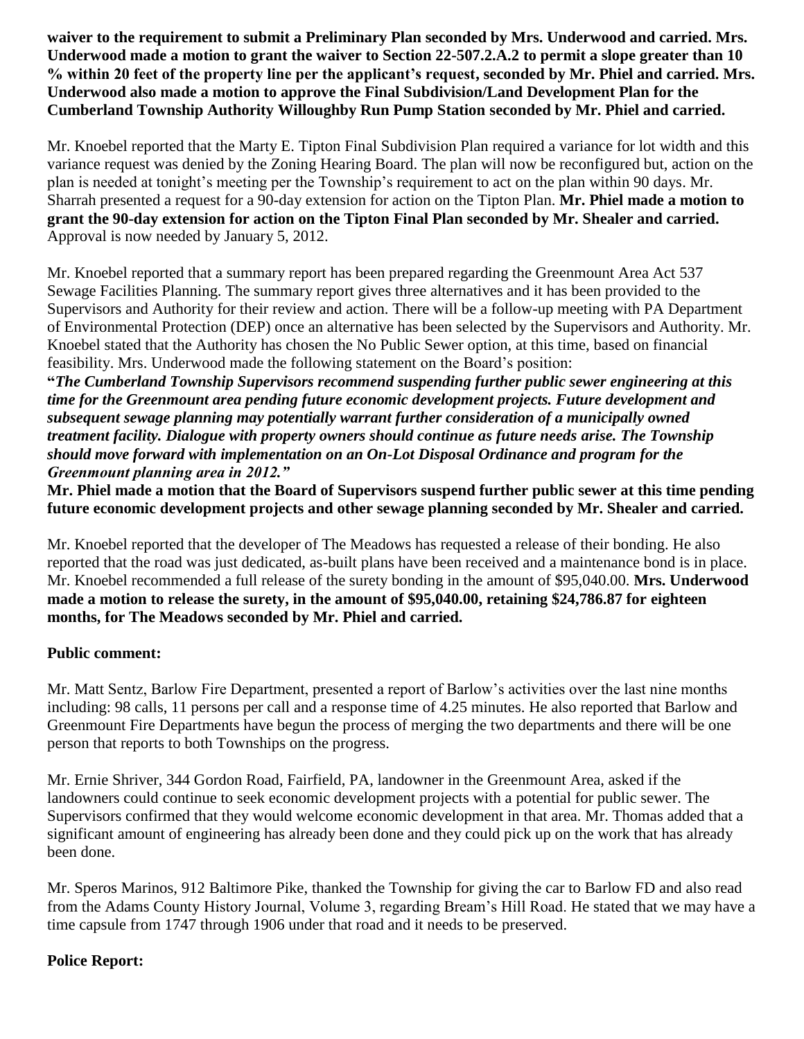**waiver to the requirement to submit a Preliminary Plan seconded by Mrs. Underwood and carried. Mrs. Underwood made a motion to grant the waiver to Section 22-507.2.A.2 to permit a slope greater than 10 % within 20 feet of the property line per the applicant's request, seconded by Mr. Phiel and carried. Mrs. Underwood also made a motion to approve the Final Subdivision/Land Development Plan for the Cumberland Township Authority Willoughby Run Pump Station seconded by Mr. Phiel and carried.**

Mr. Knoebel reported that the Marty E. Tipton Final Subdivision Plan required a variance for lot width and this variance request was denied by the Zoning Hearing Board. The plan will now be reconfigured but, action on the plan is needed at tonight's meeting per the Township's requirement to act on the plan within 90 days. Mr. Sharrah presented a request for a 90-day extension for action on the Tipton Plan. **Mr. Phiel made a motion to grant the 90-day extension for action on the Tipton Final Plan seconded by Mr. Shealer and carried.** Approval is now needed by January 5, 2012.

Mr. Knoebel reported that a summary report has been prepared regarding the Greenmount Area Act 537 Sewage Facilities Planning. The summary report gives three alternatives and it has been provided to the Supervisors and Authority for their review and action. There will be a follow-up meeting with PA Department of Environmental Protection (DEP) once an alternative has been selected by the Supervisors and Authority. Mr. Knoebel stated that the Authority has chosen the No Public Sewer option, at this time, based on financial feasibility. Mrs. Underwood made the following statement on the Board's position:

***"The Cumberland Township Supervisors recommend suspending further public sewer engineering at this time for the Greenmount area pending future economic development projects. Future development and subsequent sewage planning may potentially warrant further consideration of a municipally owned treatment facility. Dialogue with property owners should continue as future needs arise. The Township should move forward with implementation on an On-Lot Disposal Ordinance and program for the Greenmount planning area in 2012."***

**Mr. Phiel made a motion that the Board of Supervisors suspend further public sewer at this time pending future economic development projects and other sewage planning seconded by Mr. Shealer and carried.**

Mr. Knoebel reported that the developer of The Meadows has requested a release of their bonding. He also reported that the road was just dedicated, as-built plans have been received and a maintenance bond is in place. Mr. Knoebel recommended a full release of the surety bonding in the amount of $95,040.00. **Mrs. Underwood made a motion to release the surety, in the amount of $95,040.00, retaining $24,786.87 for eighteen months, for The Meadows seconded by Mr. Phiel and carried.**

**Public comment:**

Mr. Matt Sentz, Barlow Fire Department, presented a report of Barlow's activities over the last nine months including: 98 calls, 11 persons per call and a response time of 4.25 minutes. He also reported that Barlow and Greenmount Fire Departments have begun the process of merging the two departments and there will be one person that reports to both Townships on the progress.

Mr. Ernie Shriver, 344 Gordon Road, Fairfield, PA, landowner in the Greenmount Area, asked if the landowners could continue to seek economic development projects with a potential for public sewer. The Supervisors confirmed that they would welcome economic development in that area. Mr. Thomas added that a significant amount of engineering has already been done and they could pick up on the work that has already been done.

Mr. Speros Marinos, 912 Baltimore Pike, thanked the Township for giving the car to Barlow FD and also read from the Adams County History Journal, Volume 3, regarding Bream's Hill Road. He stated that we may have a time capsule from 1747 through 1906 under that road and it needs to be preserved.

**Police Report:**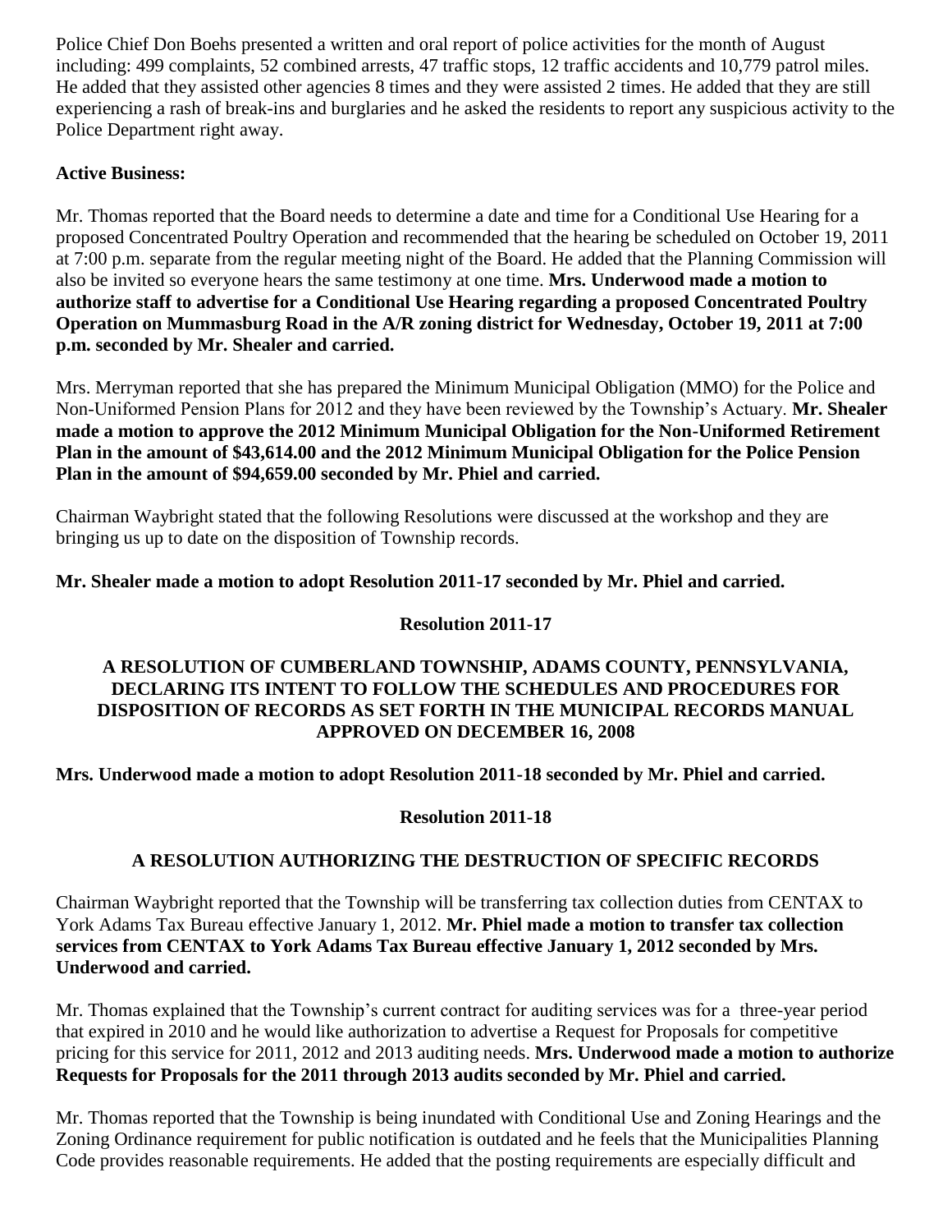Police Chief Don Boehs presented a written and oral report of police activities for the month of August including: 499 complaints, 52 combined arrests, 47 traffic stops, 12 traffic accidents and 10,779 patrol miles. He added that they assisted other agencies 8 times and they were assisted 2 times. He added that they are still experiencing a rash of break-ins and burglaries and he asked the residents to report any suspicious activity to the Police Department right away.

**Active Business:**

Mr. Thomas reported that the Board needs to determine a date and time for a Conditional Use Hearing for a proposed Concentrated Poultry Operation and recommended that the hearing be scheduled on October 19, 2011 at 7:00 p.m. separate from the regular meeting night of the Board. He added that the Planning Commission will also be invited so everyone hears the same testimony at one time. **Mrs. Underwood made a motion to authorize staff to advertise for a Conditional Use Hearing regarding a proposed Concentrated Poultry Operation on Mummasburg Road in the A/R zoning district for Wednesday, October 19, 2011 at 7:00 p.m. seconded by Mr. Shealer and carried.**

Mrs. Merryman reported that she has prepared the Minimum Municipal Obligation (MMO) for the Police and Non-Uniformed Pension Plans for 2012 and they have been reviewed by the Township's Actuary. **Mr. Shealer made a motion to approve the 2012 Minimum Municipal Obligation for the Non-Uniformed Retirement Plan in the amount of $43,614.00 and the 2012 Minimum Municipal Obligation for the Police Pension Plan in the amount of $94,659.00 seconded by Mr. Phiel and carried.**

Chairman Waybright stated that the following Resolutions were discussed at the workshop and they are bringing us up to date on the disposition of Township records.

**Mr. Shealer made a motion to adopt Resolution 2011-17 seconded by Mr. Phiel and carried.**

**Resolution 2011-17**

**A RESOLUTION OF CUMBERLAND TOWNSHIP, ADAMS COUNTY, PENNSYLVANIA, DECLARING ITS INTENT TO FOLLOW THE SCHEDULES AND PROCEDURES FOR DISPOSITION OF RECORDS AS SET FORTH IN THE MUNICIPAL RECORDS MANUAL APPROVED ON DECEMBER 16, 2008**

**Mrs. Underwood made a motion to adopt Resolution 2011-18 seconded by Mr. Phiel and carried.**

**Resolution 2011-18**

**A RESOLUTION AUTHORIZING THE DESTRUCTION OF SPECIFIC RECORDS**

Chairman Waybright reported that the Township will be transferring tax collection duties from CENTAX to York Adams Tax Bureau effective January 1, 2012. **Mr. Phiel made a motion to transfer tax collection services from CENTAX to York Adams Tax Bureau effective January 1, 2012 seconded by Mrs. Underwood and carried.**

Mr. Thomas explained that the Township's current contract for auditing services was for a three-year period that expired in 2010 and he would like authorization to advertise a Request for Proposals for competitive pricing for this service for 2011, 2012 and 2013 auditing needs. **Mrs. Underwood made a motion to authorize Requests for Proposals for the 2011 through 2013 audits seconded by Mr. Phiel and carried.**

Mr. Thomas reported that the Township is being inundated with Conditional Use and Zoning Hearings and the Zoning Ordinance requirement for public notification is outdated and he feels that the Municipalities Planning Code provides reasonable requirements. He added that the posting requirements are especially difficult and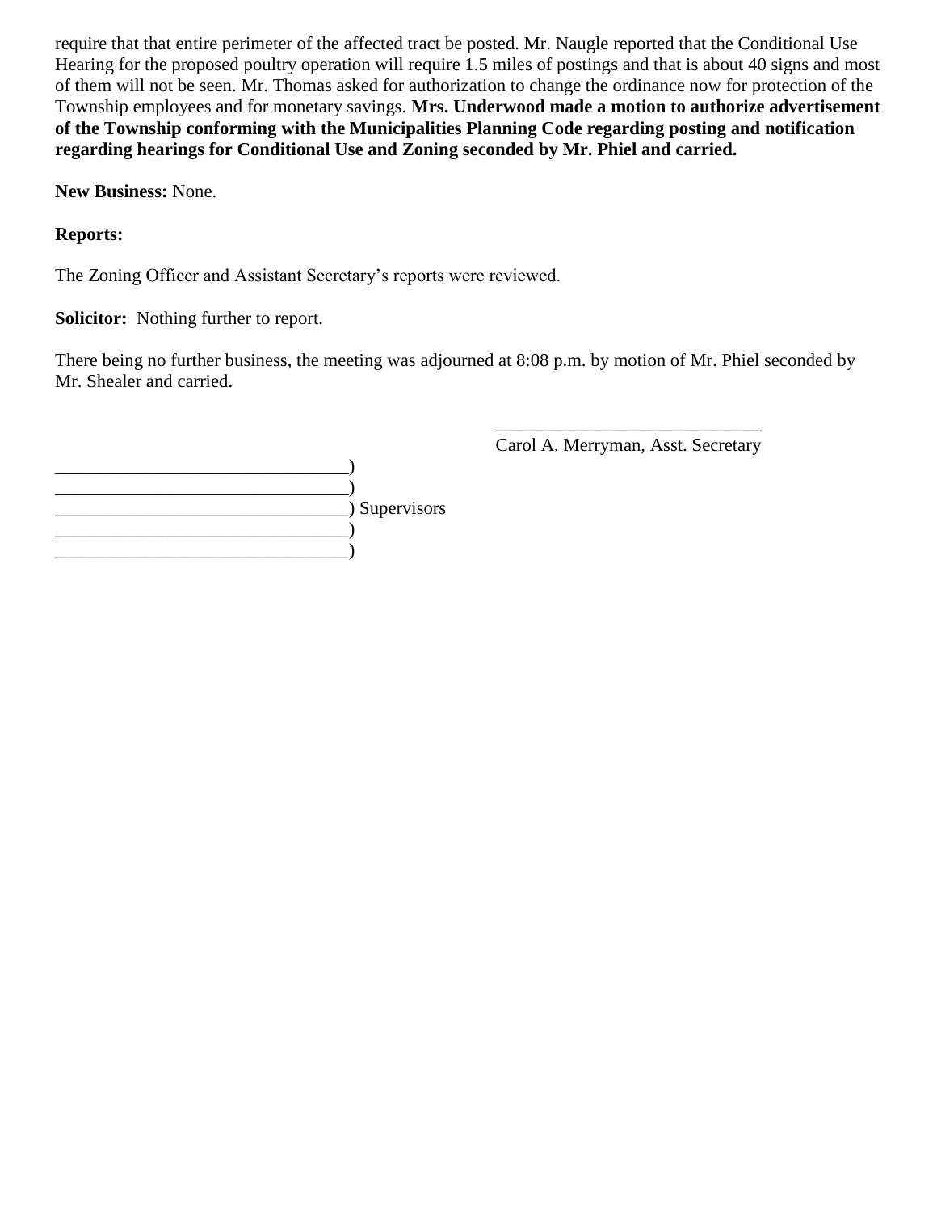require that that entire perimeter of the affected tract be posted. Mr. Naugle reported that the Conditional Use Hearing for the proposed poultry operation will require 1.5 miles of postings and that is about 40 signs and most of them will not be seen. Mr. Thomas asked for authorization to change the ordinance now for protection of the Township employees and for monetary savings. **Mrs. Underwood made a motion to authorize advertisement of the Township conforming with the Municipalities Planning Code regarding posting and notification regarding hearings for Conditional Use and Zoning seconded by Mr. Phiel and carried.**

**New Business:** None.

**Reports:**

The Zoning Officer and Assistant Secretary's reports were reviewed.

**Solicitor:** Nothing further to report.

There being no further business, the meeting was adjourned at 8:08 p.m. by motion of Mr. Phiel seconded by Mr. Shealer and carried.

_____________________________
Carol A. Merryman, Asst. Secretary

________________________________)
________________________________)
________________________________) Supervisors
________________________________)
________________________________)